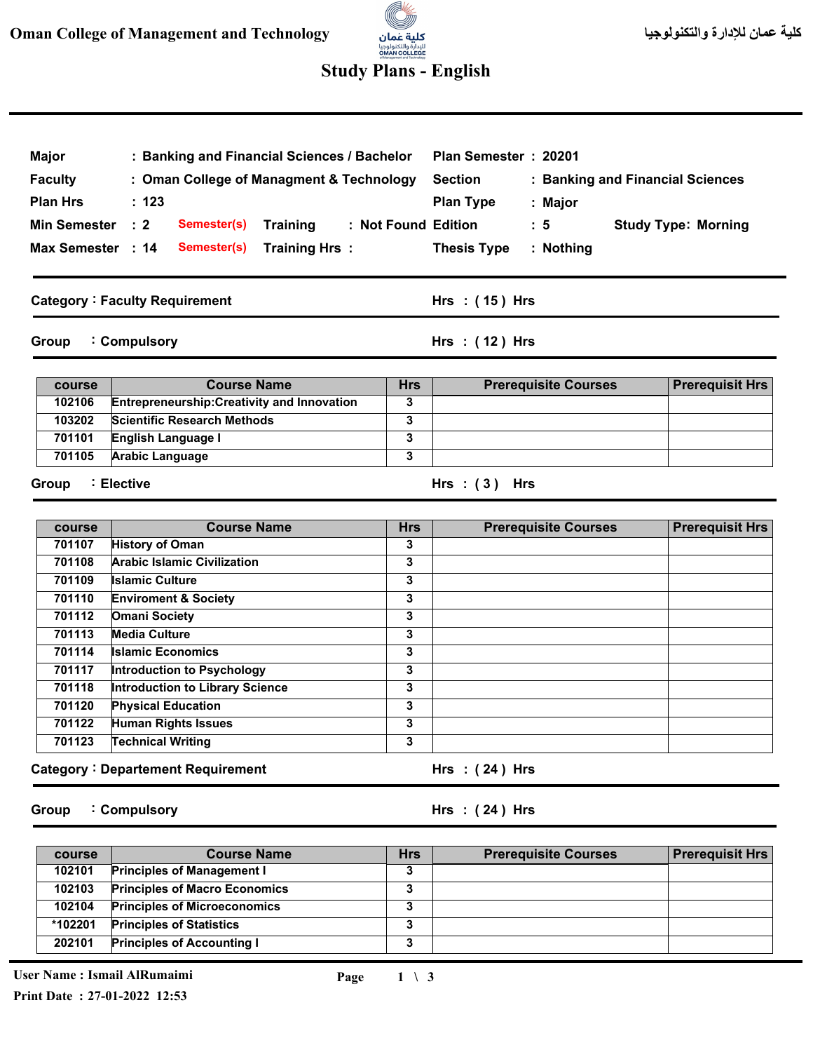Oman College of Management and Technology — كلية عمان للإدارة والتكنولوجيا

# Study Plans - English

| | | | |
|---|---|---|---|
| Major | : Banking and Financial Sciences / Bachelor | Plan Semester | : 20201 |
| Faculty | : Oman College of Managment & Technology | Section | : Banking and Financial Sciences |
| Plan Hrs | : 123 | Plan Type | : Major |
| Min Semester | : 2 Semester(s) Training : Not Found | Edition | : 5 Study Type: Morning |
| Max Semester | : 14 Semester(s) Training Hrs : | Thesis Type | : Nothing |

## Category : Faculty Requirement — Hrs : ( 15 ) Hrs

### Group : Compulsory — Hrs : ( 12 ) Hrs

| course | Course Name | Hrs | Prerequisite Courses | Prerequisit Hrs |
|---|---|---|---|---|
| 102106 | Entrepreneurship:Creativity and Innovation | 3 | | |
| 103202 | Scientific Research Methods | 3 | | |
| 701101 | English Language I | 3 | | |
| 701105 | Arabic Language | 3 | | |

### Group : Elective — Hrs : ( 3 ) Hrs

| course | Course Name | Hrs | Prerequisite Courses | Prerequisit Hrs |
|---|---|---|---|---|
| 701107 | History of Oman | 3 | | |
| 701108 | Arabic Islamic Civilization | 3 | | |
| 701109 | Islamic Culture | 3 | | |
| 701110 | Enviroment & Society | 3 | | |
| 701112 | Omani Society | 3 | | |
| 701113 | Media Culture | 3 | | |
| 701114 | Islamic Economics | 3 | | |
| 701117 | Introduction to Psychology | 3 | | |
| 701118 | Introduction to Library Science | 3 | | |
| 701120 | Physical Education | 3 | | |
| 701122 | Human Rights Issues | 3 | | |
| 701123 | Technical Writing | 3 | | |

## Category : Departement Requirement — Hrs : ( 24 ) Hrs

### Group : Compulsory — Hrs : ( 24 ) Hrs

| course | Course Name | Hrs | Prerequisite Courses | Prerequisit Hrs |
|---|---|---|---|---|
| 102101 | Principles of Management I | 3 | | |
| 102103 | Principles of Macro Economics | 3 | | |
| 102104 | Principles of Microeconomics | 3 | | |
| *102201 | Principles of Statistics | 3 | | |
| 202101 | Principles of Accounting I | 3 | | |

User Name : Ismail AlRumaimi
Print Date : 27-01-2022 12:53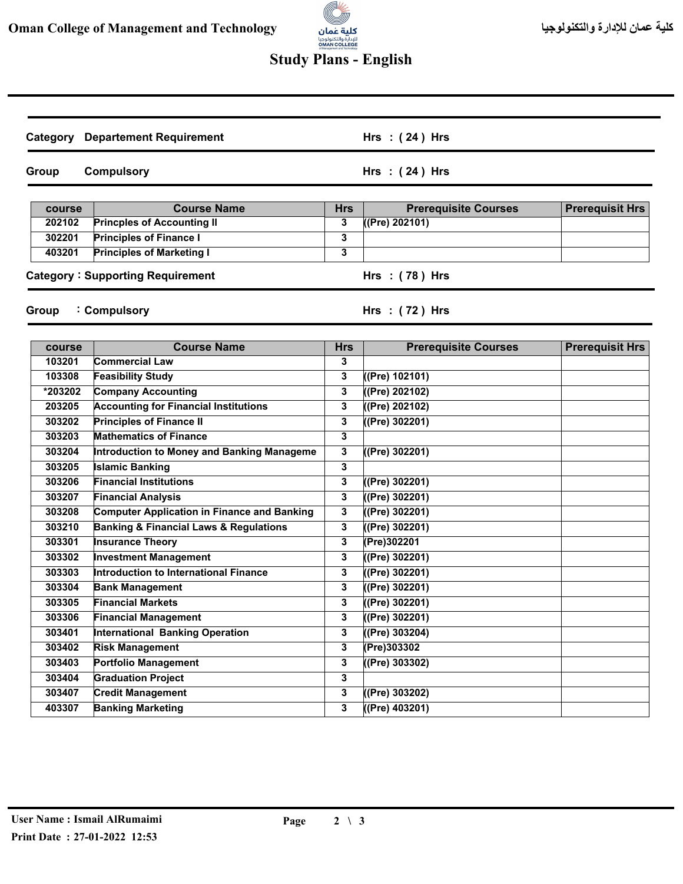## Study Plans - English

**Category** **Departement Requirement** **Hrs : ( 24 ) Hrs**

**Group** **Compulsory** **Hrs : ( 24 ) Hrs**

| course | Course Name | Hrs | Prerequisite Courses | Prerequisit Hrs |
|---|---|---|---|---|
| 202102 | Princples of Accounting II | 3 | ((Pre) 202101) | |
| 302201 | Principles of Finance I | 3 | | |
| 403201 | Principles of Marketing I | 3 | | |

**Category : Supporting Requirement** **Hrs : ( 78 ) Hrs**

**Group : Compulsory** **Hrs : ( 72 ) Hrs**

| course | Course Name | Hrs | Prerequisite Courses | Prerequisit Hrs |
|---|---|---|---|---|
| 103201 | Commercial Law | 3 | | |
| 103308 | Feasibility Study | 3 | ((Pre) 102101) | |
| *203202 | Company Accounting | 3 | ((Pre) 202102) | |
| 203205 | Accounting for Financial Institutions | 3 | ((Pre) 202102) | |
| 303202 | Principles of Finance II | 3 | ((Pre) 302201) | |
| 303203 | Mathematics of Finance | 3 | | |
| 303204 | Introduction to Money and Banking Manageme | 3 | ((Pre) 302201) | |
| 303205 | Islamic Banking | 3 | | |
| 303206 | Financial Institutions | 3 | ((Pre) 302201) | |
| 303207 | Financial Analysis | 3 | ((Pre) 302201) | |
| 303208 | Computer Application in Finance and Banking | 3 | ((Pre) 302201) | |
| 303210 | Banking & Financial Laws & Regulations | 3 | ((Pre) 302201) | |
| 303301 | Insurance Theory | 3 | (Pre)302201 | |
| 303302 | Investment Management | 3 | ((Pre) 302201) | |
| 303303 | Introduction to International Finance | 3 | ((Pre) 302201) | |
| 303304 | Bank Management | 3 | ((Pre) 302201) | |
| 303305 | Financial Markets | 3 | ((Pre) 302201) | |
| 303306 | Financial Management | 3 | ((Pre) 302201) | |
| 303401 | International Banking Operation | 3 | ((Pre) 303204) | |
| 303402 | Risk Management | 3 | (Pre)303302 | |
| 303403 | Portfolio Management | 3 | ((Pre) 303302) | |
| 303404 | Graduation Project | 3 | | |
| 303407 | Credit Management | 3 | ((Pre) 303202) | |
| 403307 | Banking Marketing | 3 | ((Pre) 403201) | |

User Name : Ismail AlRumaimi

Print Date : 27-01-2022 12:53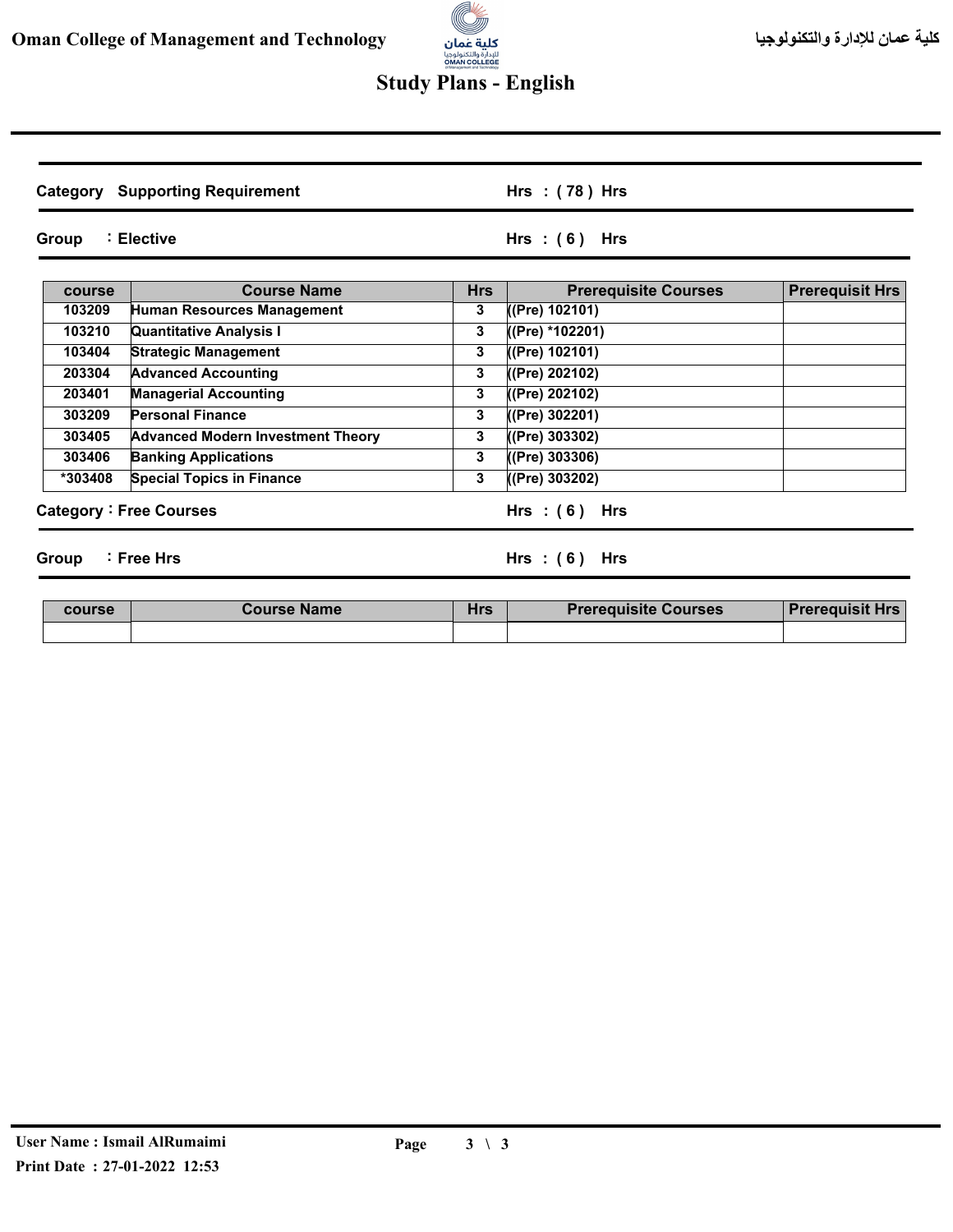Category Supporting Requirement — Hrs : ( 78 ) Hrs

Group : Elective — Hrs : ( 6 ) Hrs

| course | Course Name | Hrs | Prerequisite Courses | Prerequisit Hrs |
|---|---|---|---|---|
| 103209 | Human Resources Management | 3 | ((Pre) 102101) | |
| 103210 | Quantitative Analysis I | 3 | ((Pre) *102201) | |
| 103404 | Strategic Management | 3 | ((Pre) 102101) | |
| 203304 | Advanced Accounting | 3 | ((Pre) 202102) | |
| 203401 | Managerial Accounting | 3 | ((Pre) 202102) | |
| 303209 | Personal Finance | 3 | ((Pre) 302201) | |
| 303405 | Advanced Modern Investment Theory | 3 | ((Pre) 303302) | |
| 303406 | Banking Applications | 3 | ((Pre) 303306) | |
| *303408 | Special Topics in Finance | 3 | ((Pre) 303202) | |

Category : Free Courses — Hrs : ( 6 ) Hrs

Group : Free Hrs — Hrs : ( 6 ) Hrs

| course | Course Name | Hrs | Prerequisite Courses | Prerequisit Hrs |
|---|---|---|---|---|
| | | | | |

User Name : Ismail AlRumaimi

Print Date : 27-01-2022 12:53